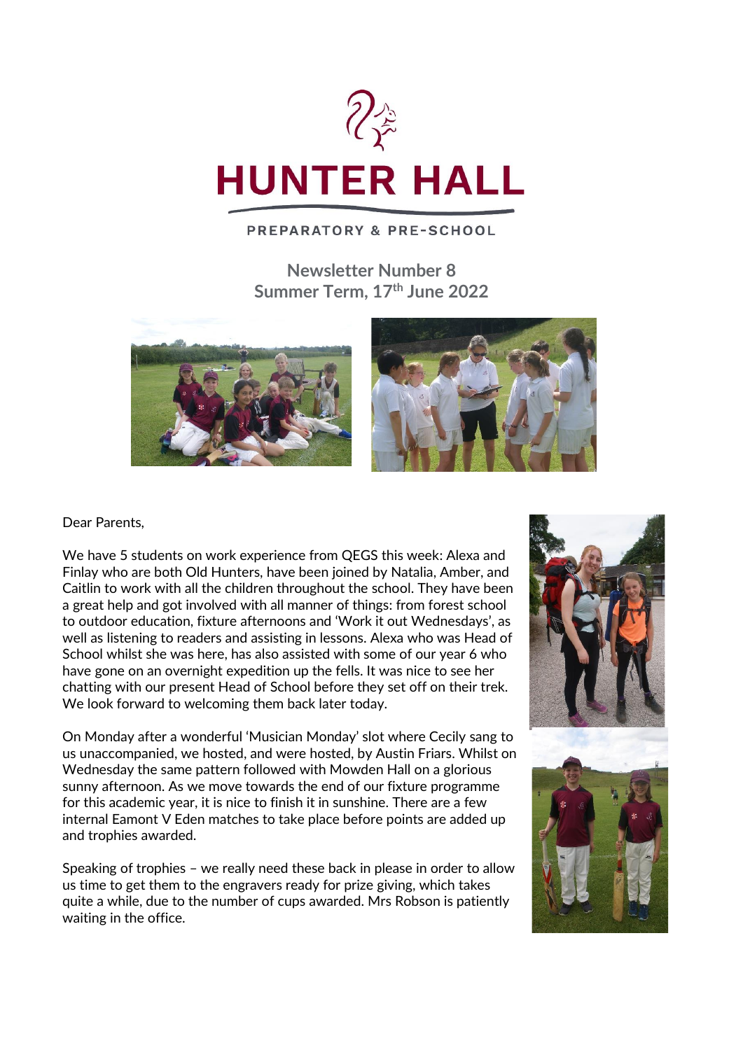# HUNTER HALL

PREPARATORY & PRE-SCHOOL

## Newsletter Number 8
## Summer Term, 17th June 2022

Dear Parents,

We have 5 students on work experience from QEGS this week: Alexa and Finlay who are both Old Hunters, have been joined by Natalia, Amber, and Caitlin to work with all the children throughout the school. They have been a great help and got involved with all manner of things: from forest school to outdoor education, fixture afternoons and 'Work it out Wednesdays', as well as listening to readers and assisting in lessons. Alexa who was Head of School whilst she was here, has also assisted with some of our year 6 who have gone on an overnight expedition up the fells. It was nice to see her chatting with our present Head of School before they set off on their trek. We look forward to welcoming them back later today.

On Monday after a wonderful 'Musician Monday' slot where Cecily sang to us unaccompanied, we hosted, and were hosted, by Austin Friars. Whilst on Wednesday the same pattern followed with Mowden Hall on a glorious sunny afternoon. As we move towards the end of our fixture programme for this academic year, it is nice to finish it in sunshine. There are a few internal Eamont V Eden matches to take place before points are added up and trophies awarded.

Speaking of trophies – we really need these back in please in order to allow us time to get them to the engravers ready for prize giving, which takes quite a while, due to the number of cups awarded. Mrs Robson is patiently waiting in the office.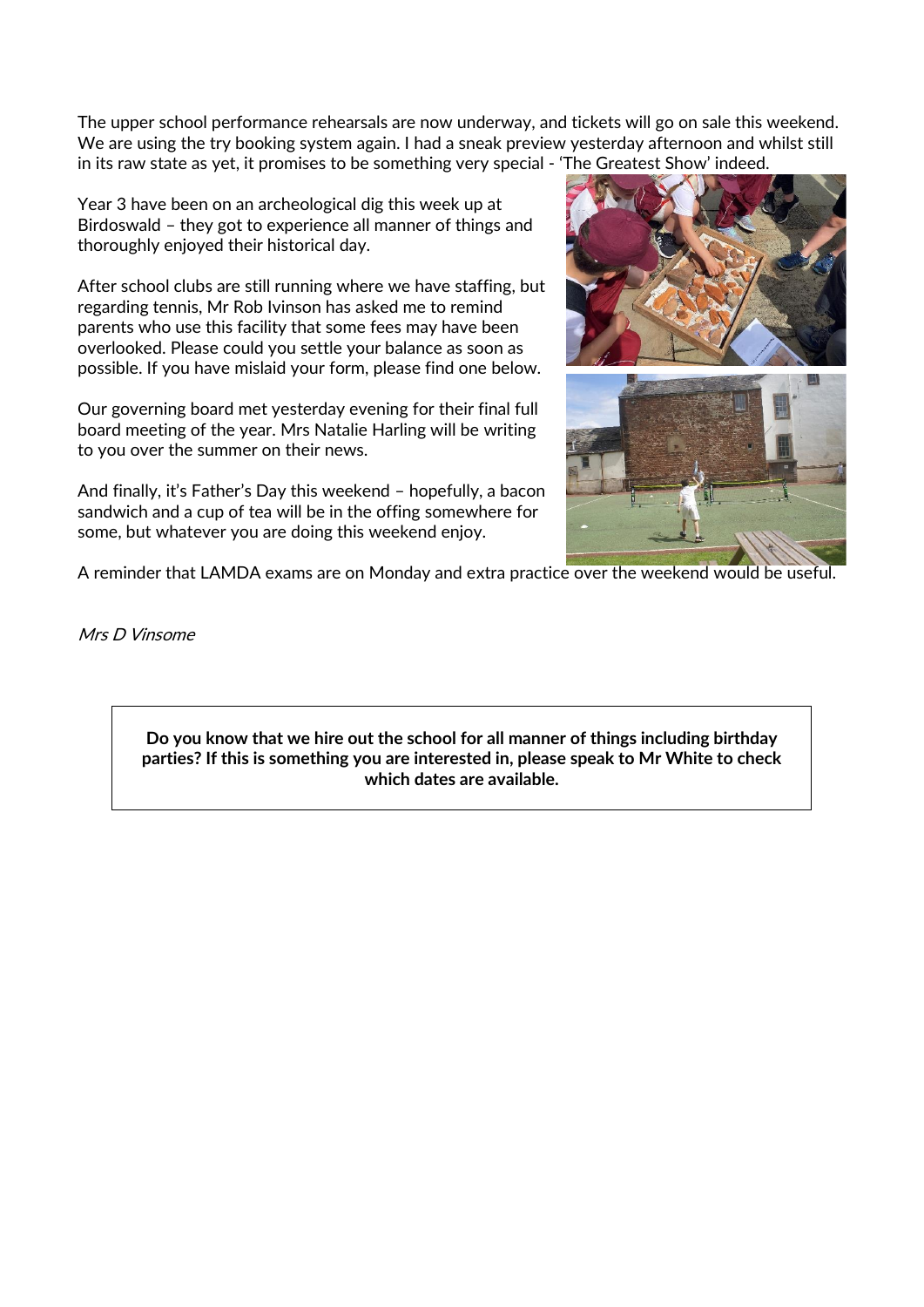The upper school performance rehearsals are now underway, and tickets will go on sale this weekend. We are using the try booking system again. I had a sneak preview yesterday afternoon and whilst still in its raw state as yet, it promises to be something very special - 'The Greatest Show' indeed.

Year 3 have been on an archeological dig this week up at Birdoswald – they got to experience all manner of things and thoroughly enjoyed their historical day.

After school clubs are still running where we have staffing, but regarding tennis, Mr Rob Ivinson has asked me to remind parents who use this facility that some fees may have been overlooked. Please could you settle your balance as soon as possible. If you have mislaid your form, please find one below.

Our governing board met yesterday evening for their final full board meeting of the year. Mrs Natalie Harling will be writing to you over the summer on their news.

And finally, it's Father's Day this weekend – hopefully, a bacon sandwich and a cup of tea will be in the offing somewhere for some, but whatever you are doing this weekend enjoy.

A reminder that LAMDA exams are on Monday and extra practice over the weekend would be useful.

*Mrs D Vinsome*

**Do you know that we hire out the school for all manner of things including birthday parties? If this is something you are interested in, please speak to Mr White to check which dates are available.**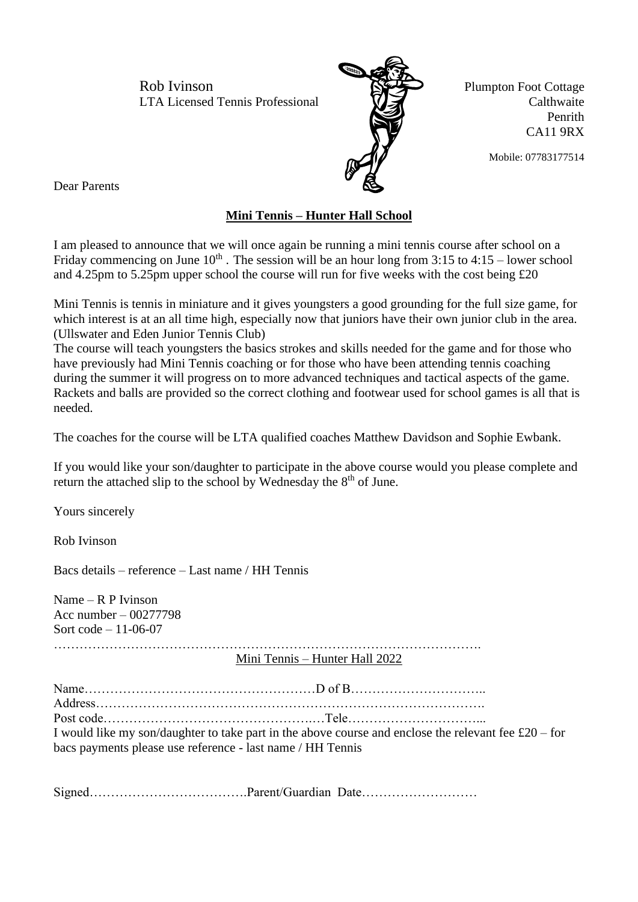Rob Ivinson
LTA Licensed Tennis Professional

Plumpton Foot Cottage
Calthwaite
Penrith
CA11 9RX

Mobile: 07783177514

Dear Parents

**Mini Tennis – Hunter Hall School**

I am pleased to announce that we will once again be running a mini tennis course after school on a Friday commencing on June 10th . The session will be an hour long from 3:15 to 4:15 – lower school and 4.25pm to 5.25pm upper school the course will run for five weeks with the cost being £20

Mini Tennis is tennis in miniature and it gives youngsters a good grounding for the full size game, for which interest is at an all time high, especially now that juniors have their own junior club in the area. (Ullswater and Eden Junior Tennis Club)
The course will teach youngsters the basics strokes and skills needed for the game and for those who have previously had Mini Tennis coaching or for those who have been attending tennis coaching during the summer it will progress on to more advanced techniques and tactical aspects of the game. Rackets and balls are provided so the correct clothing and footwear used for school games is all that is needed.

The coaches for the course will be LTA qualified coaches Matthew Davidson and Sophie Ewbank.

If you would like your son/daughter to participate in the above course would you please complete and return the attached slip to the school by Wednesday the 8th of June.

Yours sincerely

Rob Ivinson

Bacs details – reference – Last name / HH Tennis

Name – R P Ivinson
Acc number – 00277798
Sort code – 11-06-07

…………………………………………………………………………………………

Mini Tennis – Hunter Hall 2022

Name………………………………………………D of B…………………………..
Address…………………………………………………………………………………
Post code……………………………………….…Tele…………………………...
I would like my son/daughter to take part in the above course and enclose the relevant fee £20 – for bacs payments please use reference - last name / HH Tennis

Signed……………………………….Parent/Guardian Date………………………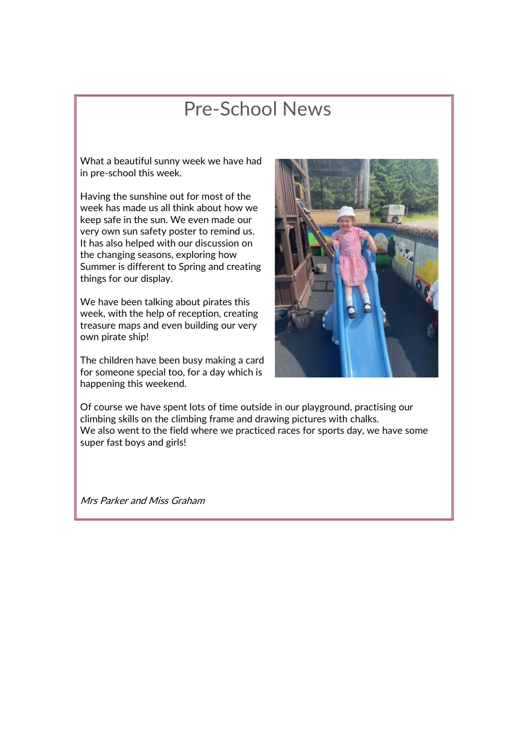# Pre-School News

What a beautiful sunny week we have had in pre-school this week.

Having the sunshine out for most of the week has made us all think about how we keep safe in the sun. We even made our very own sun safety poster to remind us. It has also helped with our discussion on the changing seasons, exploring how Summer is different to Spring and creating things for our display.

We have been talking about pirates this week, with the help of reception, creating treasure maps and even building our very own pirate ship!

The children have been busy making a card for someone special too, for a day which is happening this weekend.

Of course we have spent lots of time outside in our playground, practising our climbing skills on the climbing frame and drawing pictures with chalks.
We also went to the field where we practiced races for sports day, we have some super fast boys and girls!

*Mrs Parker and Miss Graham*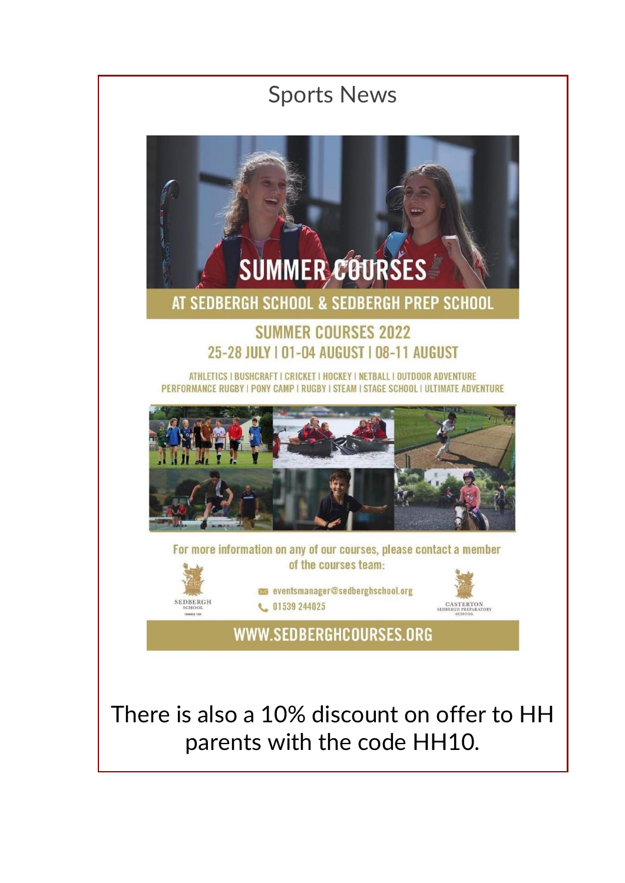# Sports News

## SUMMER COURSES

### AT SEDBERGH SCHOOL & SEDBERGH PREP SCHOOL

### SUMMER COURSES 2022

### 25-28 JULY | 01-04 AUGUST | 08-11 AUGUST

ATHLETICS | BUSHCRAFT | CRICKET | HOCKEY | NETBALL | OUTDOOR ADVENTURE
PERFORMANCE RUGBY | PONY CAMP | RUGBY | STEAM | STAGE SCHOOL | ULTIMATE ADVENTURE

For more information on any of our courses, please contact a member of the courses team:

SEDBERGH SCHOOL

eventsmanager@sedberghschool.org
01539 244025

CASTERTON SEDBERGH PREPARATORY SCHOOL

**WWW.SEDBERGHCOURSES.ORG**

There is also a 10% discount on offer to HH parents with the code HH10.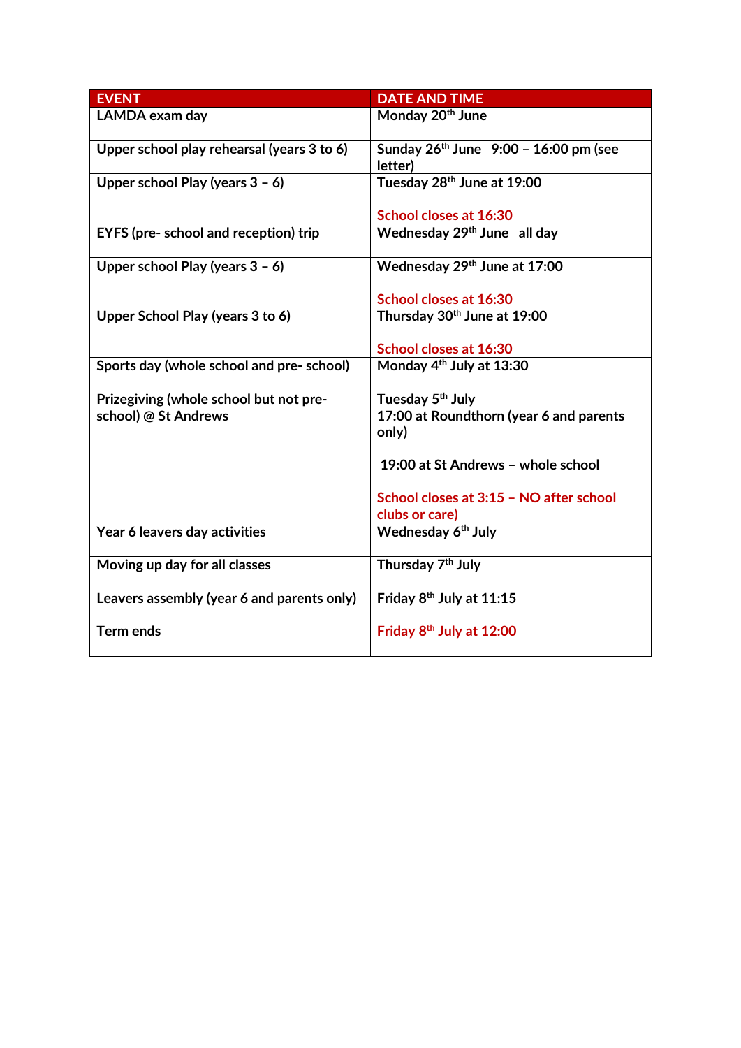| EVENT | DATE AND TIME |
|---|---|
| LAMDA exam day | Monday 20th June |
| Upper school play rehearsal (years 3 to 6) | Sunday 26th June 9:00 – 16:00 pm (see letter) |
| Upper school Play (years 3 – 6) | Tuesday 28th June at 19:00<br><br>School closes at 16:30 |
| EYFS (pre- school and reception) trip | Wednesday 29th June all day |
| Upper school Play (years 3 – 6) | Wednesday 29th June at 17:00<br><br>School closes at 16:30 |
| Upper School Play (years 3 to 6) | Thursday 30th June at 19:00<br><br>School closes at 16:30 |
| Sports day (whole school and pre- school) | Monday 4th July at 13:30 |
| Prizegiving (whole school but not pre-school) @ St Andrews | Tuesday 5th July<br>17:00 at Roundthorn (year 6 and parents only)<br><br>19:00 at St Andrews – whole school<br><br>School closes at 3:15 – NO after school clubs or care) |
| Year 6 leavers day activities | Wednesday 6th July |
| Moving up day for all classes | Thursday 7th July |
| Leavers assembly (year 6 and parents only)<br><br>Term ends | Friday 8th July at 11:15<br><br>Friday 8th July at 12:00 |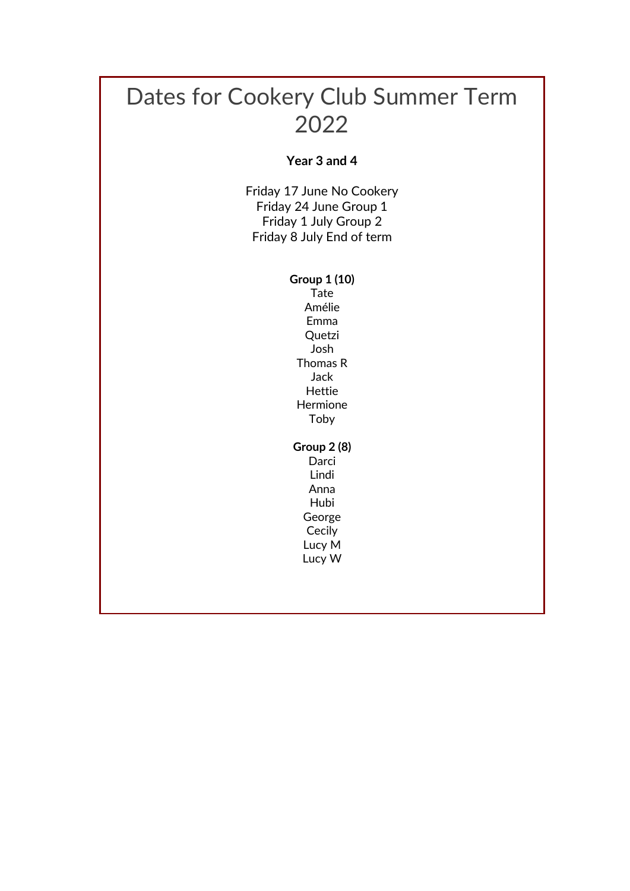# Dates for Cookery Club Summer Term 2022

**Year 3 and 4**

Friday 17 June No Cookery
Friday 24 June Group 1
Friday 1 July Group 2
Friday 8 July End of term

**Group 1 (10)**

Tate
Amélie
Emma
Quetzi
Josh
Thomas R
Jack
Hettie
Hermione
Toby

**Group 2 (8)**

Darci
Lindi
Anna
Hubi
George
Cecily
Lucy M
Lucy W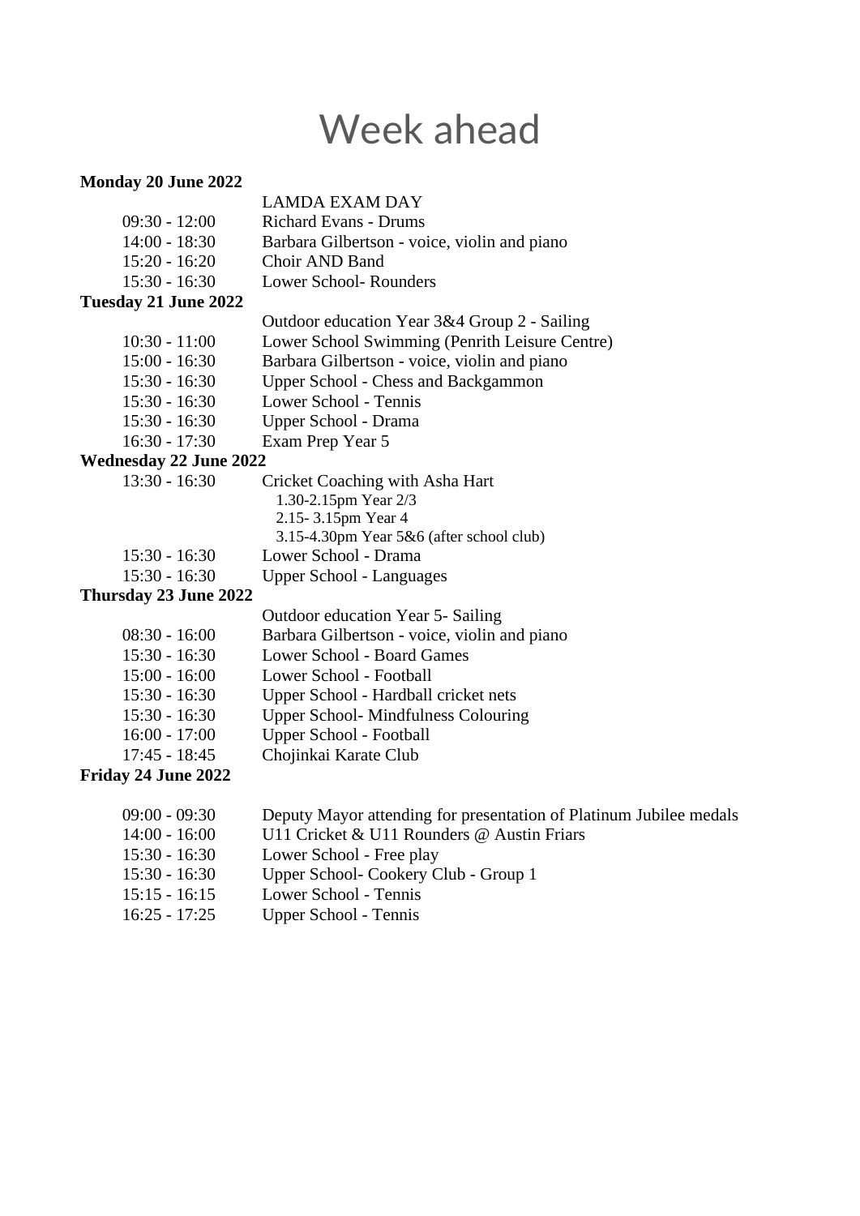# Week ahead

**Monday 20 June 2022**

| | |
|---|---|
| | LAMDA EXAM DAY |
| 09:30 - 12:00 | Richard Evans - Drums |
| 14:00 - 18:30 | Barbara Gilbertson - voice, violin and piano |
| 15:20 - 16:20 | Choir AND Band |
| 15:30 - 16:30 | Lower School- Rounders |

**Tuesday 21 June 2022**

| | |
|---|---|
| | Outdoor education Year 3&4 Group 2 - Sailing |
| 10:30 - 11:00 | Lower School Swimming (Penrith Leisure Centre) |
| 15:00 - 16:30 | Barbara Gilbertson - voice, violin and piano |
| 15:30 - 16:30 | Upper School - Chess and Backgammon |
| 15:30 - 16:30 | Lower School - Tennis |
| 15:30 - 16:30 | Upper School - Drama |
| 16:30 - 17:30 | Exam Prep Year 5 |

**Wednesday 22 June 2022**

| | |
|---|---|
| 13:30 - 16:30 | Cricket Coaching with Asha Hart<br>1.30-2.15pm Year 2/3<br>2.15- 3.15pm Year 4<br>3.15-4.30pm Year 5&6 (after school club) |
| 15:30 - 16:30 | Lower School - Drama |
| 15:30 - 16:30 | Upper School - Languages |

**Thursday 23 June 2022**

| | |
|---|---|
| | Outdoor education Year 5- Sailing |
| 08:30 - 16:00 | Barbara Gilbertson - voice, violin and piano |
| 15:30 - 16:30 | Lower School - Board Games |
| 15:00 - 16:00 | Lower School - Football |
| 15:30 - 16:30 | Upper School - Hardball cricket nets |
| 15:30 - 16:30 | Upper School- Mindfulness Colouring |
| 16:00 - 17:00 | Upper School - Football |
| 17:45 - 18:45 | Chojinkai Karate Club |

**Friday 24 June 2022**

| | |
|---|---|
| 09:00 - 09:30 | Deputy Mayor attending for presentation of Platinum Jubilee medals |
| 14:00 - 16:00 | U11 Cricket & U11 Rounders @ Austin Friars |
| 15:30 - 16:30 | Lower School - Free play |
| 15:30 - 16:30 | Upper School- Cookery Club - Group 1 |
| 15:15 - 16:15 | Lower School - Tennis |
| 16:25 - 17:25 | Upper School - Tennis |